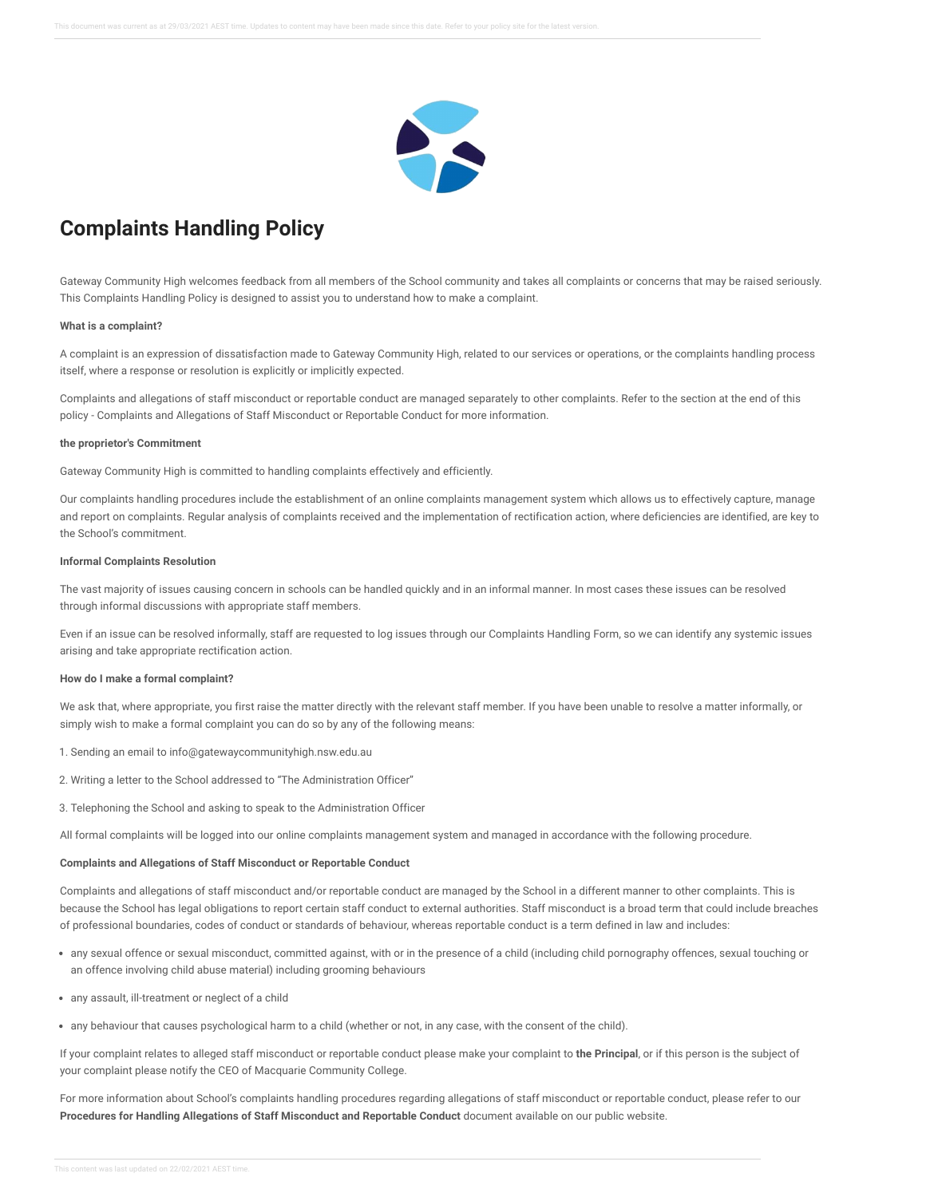# Complaints Handling Policy

Gateway Community High welcomes feedback from all members of the School community and takes all complaints or concerns that may be raised seriously. This Complaints Handling Policy is designed to assist you to understand how to make a complaint.

**What is a complaint?**

A complaint is an expression of dissatisfaction made to Gateway Community High, related to our services or operations, or the complaints handling process itself, where a response or resolution is explicitly or implicitly expected.

Complaints and allegations of staff misconduct or reportable conduct are managed separately to other complaints. Refer to the section at the end of this policy - Complaints and Allegations of Staff Misconduct or Reportable Conduct for more information.

**the proprietor's Commitment**

Gateway Community High is committed to handling complaints effectively and efficiently.

Our complaints handling procedures include the establishment of an online complaints management system which allows us to effectively capture, manage and report on complaints. Regular analysis of complaints received and the implementation of rectification action, where deficiencies are identified, are key to the School's commitment.

**Informal Complaints Resolution**

The vast majority of issues causing concern in schools can be handled quickly and in an informal manner. In most cases these issues can be resolved through informal discussions with appropriate staff members.

Even if an issue can be resolved informally, staff are requested to log issues through our Complaints Handling Form, so we can identify any systemic issues arising and take appropriate rectification action.

**How do I make a formal complaint?**

We ask that, where appropriate, you first raise the matter directly with the relevant staff member. If you have been unable to resolve a matter informally, or simply wish to make a formal complaint you can do so by any of the following means:

1. Sending an email to info@gatewaycommunityhigh.nsw.edu.au

2. Writing a letter to the School addressed to "The Administration Officer"

3. Telephoning the School and asking to speak to the Administration Officer

All formal complaints will be logged into our online complaints management system and managed in accordance with the following procedure.

**Complaints and Allegations of Staff Misconduct or Reportable Conduct**

Complaints and allegations of staff misconduct and/or reportable conduct are managed by the School in a different manner to other complaints. This is because the School has legal obligations to report certain staff conduct to external authorities. Staff misconduct is a broad term that could include breaches of professional boundaries, codes of conduct or standards of behaviour, whereas reportable conduct is a term defined in law and includes:

- any sexual offence or sexual misconduct, committed against, with or in the presence of a child (including child pornography offences, sexual touching or an offence involving child abuse material) including grooming behaviours
- any assault, ill-treatment or neglect of a child
- any behaviour that causes psychological harm to a child (whether or not, in any case, with the consent of the child).

If your complaint relates to alleged staff misconduct or reportable conduct please make your complaint to **the Principal**, or if this person is the subject of your complaint please notify the CEO of Macquarie Community College.

For more information about School's complaints handling procedures regarding allegations of staff misconduct or reportable conduct, please refer to our **Procedures for Handling Allegations of Staff Misconduct and Reportable Conduct** document available on our public website.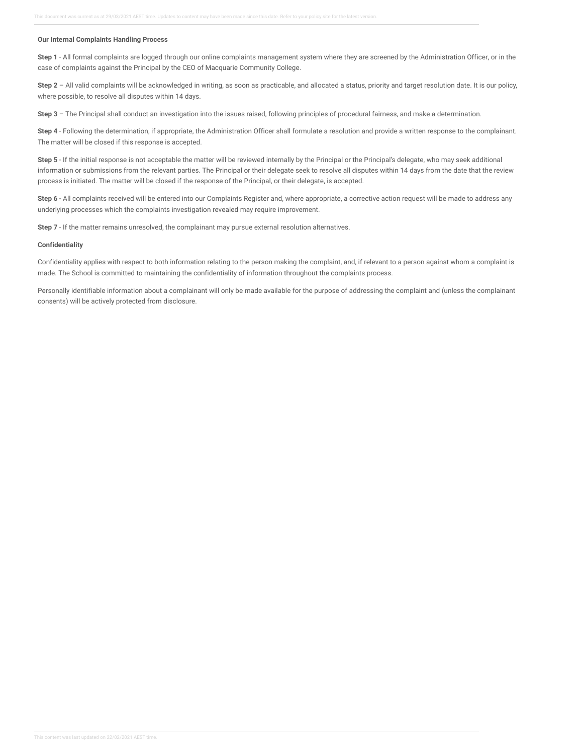**Our Internal Complaints Handling Process**

**Step 1** - All formal complaints are logged through our online complaints management system where they are screened by the Administration Officer, or in the case of complaints against the Principal by the CEO of Macquarie Community College.

**Step 2** – All valid complaints will be acknowledged in writing, as soon as practicable, and allocated a status, priority and target resolution date. It is our policy, where possible, to resolve all disputes within 14 days.

**Step 3** – The Principal shall conduct an investigation into the issues raised, following principles of procedural fairness, and make a determination.

**Step 4** - Following the determination, if appropriate, the Administration Officer shall formulate a resolution and provide a written response to the complainant. The matter will be closed if this response is accepted.

**Step 5** - If the initial response is not acceptable the matter will be reviewed internally by the Principal or the Principal's delegate, who may seek additional information or submissions from the relevant parties. The Principal or their delegate seek to resolve all disputes within 14 days from the date that the review process is initiated. The matter will be closed if the response of the Principal, or their delegate, is accepted.

**Step 6** - All complaints received will be entered into our Complaints Register and, where appropriate, a corrective action request will be made to address any underlying processes which the complaints investigation revealed may require improvement.

**Step 7** - If the matter remains unresolved, the complainant may pursue external resolution alternatives.

**Confidentiality**

Confidentiality applies with respect to both information relating to the person making the complaint, and, if relevant to a person against whom a complaint is made. The School is committed to maintaining the confidentiality of information throughout the complaints process.

Personally identifiable information about a complainant will only be made available for the purpose of addressing the complaint and (unless the complainant consents) will be actively protected from disclosure.